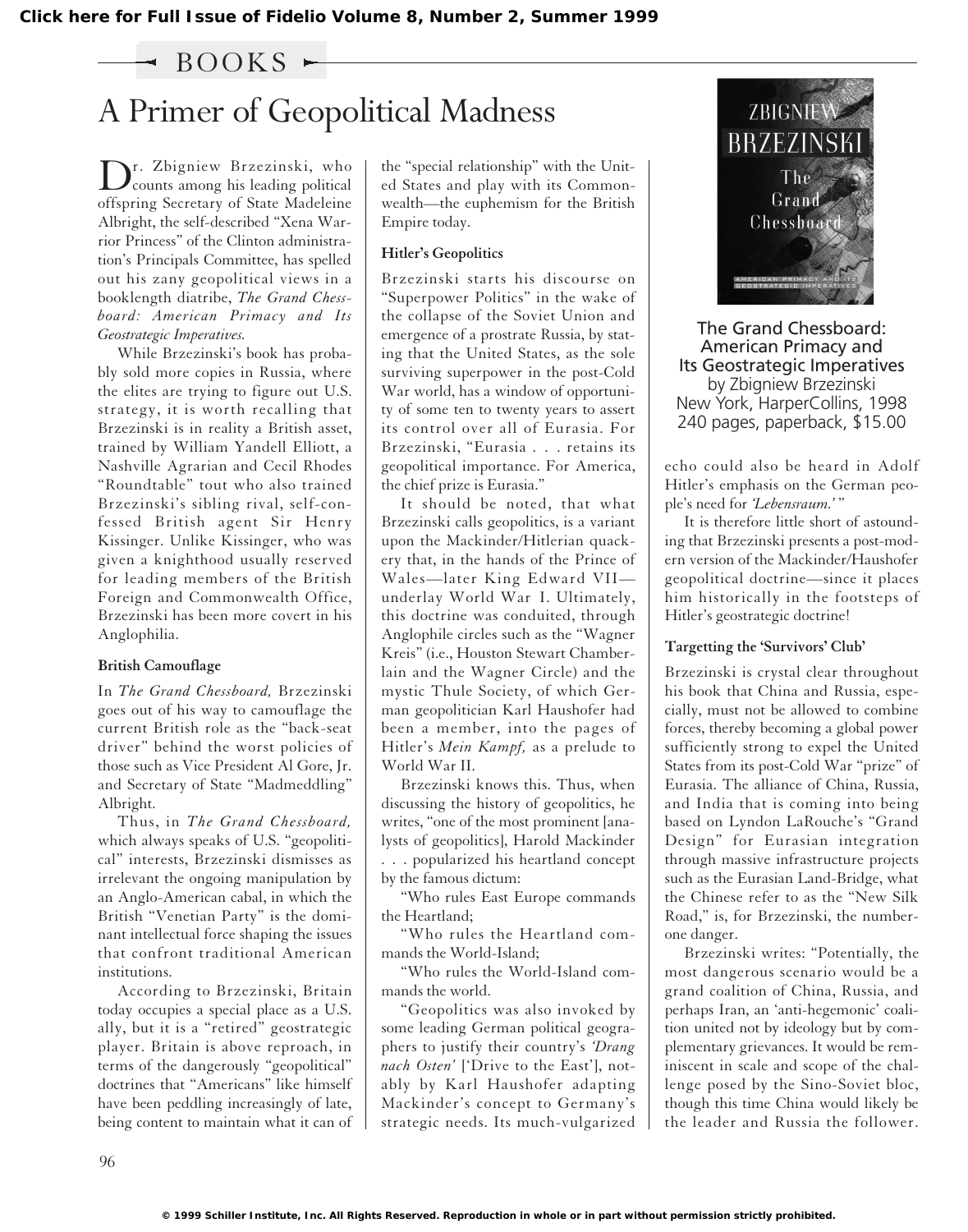Click here for Full Issue of Fidelio Volume 8, Number 2, Summer 1999

## BOOKS

# A Primer of Geopolitical Madness

Dr. Zbigniew Brzezinski, who counts among his leading political offspring Secretary of State Madeleine Albright, the self-described "Xena Warrior Princess" of the Clinton administration's Principals Committee, has spelled out his zany geopolitical views in a booklength diatribe, *The Grand Chessboard: American Primacy and Its Geostrategic Imperatives.*

While Brzezinski's book has probably sold more copies in Russia, where the elites are trying to figure out U.S. strategy, it is worth recalling that Brzezinski is in reality a British asset, trained by William Yandell Elliott, a Nashville Agrarian and Cecil Rhodes "Roundtable" tout who also trained Brzezinski's sibling rival, self-confessed British agent Sir Henry Kissinger. Unlike Kissinger, who was given a knighthood usually reserved for leading members of the British Foreign and Commonwealth Office, Brzezinski has been more covert in his Anglophilia.

### British Camouflage

In *The Grand Chessboard,* Brzezinski goes out of his way to camouflage the current British role as the "back-seat driver" behind the worst policies of those such as Vice President Al Gore, Jr. and Secretary of State "Madmeddling" Albright.

Thus, in *The Grand Chessboard,* which always speaks of U.S. "geopolitical" interests, Brzezinski dismisses as irrelevant the ongoing manipulation by an Anglo-American cabal, in which the British "Venetian Party" is the dominant intellectual force shaping the issues that confront traditional American institutions.

According to Brzezinski, Britain today occupies a special place as a U.S. ally, but it is a "retired" geostrategic player. Britain is above reproach, in terms of the dangerously "geopolitical" doctrines that "Americans" like himself have been peddling increasingly of late, being content to maintain what it can of the "special relationship" with the United States and play with its Commonwealth—the euphemism for the British Empire today.

### Hitler's Geopolitics

Brzezinski starts his discourse on "Superpower Politics" in the wake of the collapse of the Soviet Union and emergence of a prostrate Russia, by stating that the United States, as the sole surviving superpower in the post-Cold War world, has a window of opportunity of some ten to twenty years to assert its control over all of Eurasia. For Brzezinski, "Eurasia . . . retains its geopolitical importance. For America, the chief prize is Eurasia."

It should be noted, that what Brzezinski calls geopolitics, is a variant upon the Mackinder/Hitlerian quackery that, in the hands of the Prince of Wales—later King Edward VII—underlay World War I. Ultimately, this doctrine was conduited, through Anglophile circles such as the "Wagner Kreis" (i.e., Houston Stewart Chamberlain and the Wagner Circle) and the mystic Thule Society, of which German geopolitician Karl Haushofer had been a member, into the pages of Hitler's *Mein Kampf,* as a prelude to World War II.

Brzezinski knows this. Thus, when discussing the history of geopolitics, he writes, "one of the most prominent [analysts of geopolitics], Harold Mackinder . . . popularized his heartland concept by the famous dictum:

"Who rules East Europe commands the Heartland;

"Who rules the Heartland commands the World-Island;

"Who rules the World-Island commands the world.

"Geopolitics was also invoked by some leading German political geographers to justify their country's *'Drang nach Osten'* ['Drive to the East'], notably by Karl Haushofer adapting Mackinder's concept to Germany's strategic needs. Its much-vulgarized echo could also be heard in Adolf Hitler's emphasis on the German people's need for *'Lebensraum.'* "

It is therefore little short of astounding that Brzezinski presents a post-modern version of the Mackinder/Haushofer geopolitical doctrine—since it places him historically in the footsteps of Hitler's geostrategic doctrine!

### Targetting the 'Survivors' Club'

Brzezinski is crystal clear throughout his book that China and Russia, especially, must not be allowed to combine forces, thereby becoming a global power sufficiently strong to expel the United States from its post-Cold War "prize" of Eurasia. The alliance of China, Russia, and India that is coming into being based on Lyndon LaRouche's "Grand Design" for Eurasian integration through massive infrastructure projects such as the Eurasian Land-Bridge, what the Chinese refer to as the "New Silk Road," is, for Brzezinski, the number-one danger.

Brzezinski writes: "Potentially, the most dangerous scenario would be a grand coalition of China, Russia, and perhaps Iran, an 'anti-hegemonic' coalition united not by ideology but by complementary grievances. It would be reminiscent in scale and scope of the challenge posed by the Sino-Soviet bloc, though this time China would likely be the leader and Russia the follower.

**The Grand Chessboard: American Primacy and Its Geostrategic Imperatives**
by Zbigniew Brzezinski
New York, HarperCollins, 1998
240 pages, paperback, $15.00

© 1999 Schiller Institute, Inc. All Rights Reserved. Reproduction in whole or in part without permission strictly prohibited.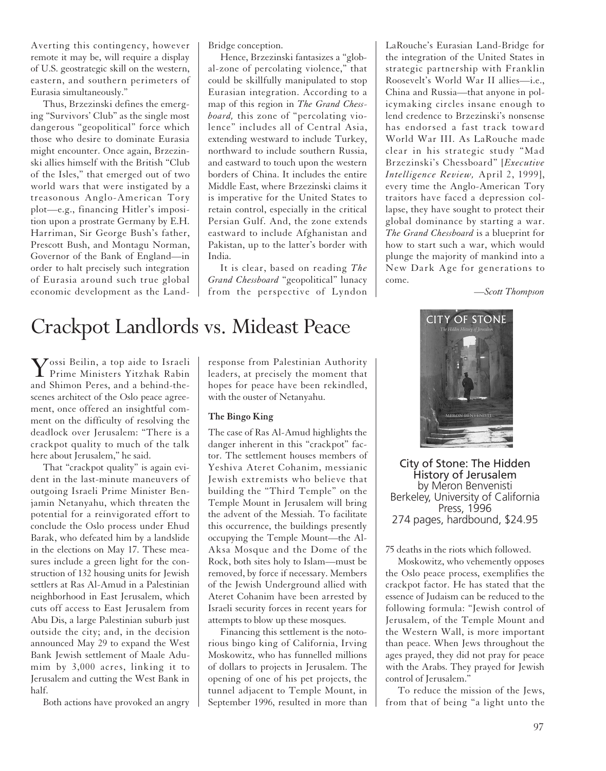Averting this contingency, however remote it may be, will require a display of U.S. geostrategic skill on the western, eastern, and southern perimeters of Eurasia simultaneously."

Thus, Brzezinski defines the emerging "Survivors' Club" as the single most dangerous "geopolitical" force which those who desire to dominate Eurasia might encounter. Once again, Brzezinski allies himself with the British "Club of the Isles," that emerged out of two world wars that were instigated by a treasonous Anglo-American Tory plot—e.g., financing Hitler's imposition upon a prostrate Germany by E.H. Harriman, Sir George Bush's father, Prescott Bush, and Montagu Norman, Governor of the Bank of England—in order to halt precisely such integration of Eurasia around such true global economic development as the Land-Bridge conception.

Hence, Brzezinski fantasizes a "global-zone of percolating violence," that could be skillfully manipulated to stop Eurasian integration. According to a map of this region in *The Grand Chessboard,* this zone of "percolating violence" includes all of Central Asia, extending westward to include Turkey, northward to include southern Russia, and eastward to touch upon the western borders of China. It includes the entire Middle East, where Brzezinski claims it is imperative for the United States to retain control, especially in the critical Persian Gulf. And, the zone extends eastward to include Afghanistan and Pakistan, up to the latter's border with India.

It is clear, based on reading *The Grand Chessboard* "geopolitical" lunacy from the perspective of Lyndon LaRouche's Eurasian Land-Bridge for the integration of the United States in strategic partnership with Franklin Roosevelt's World War II allies—i.e., China and Russia—that anyone in policymaking circles insane enough to lend credence to Brzezinski's nonsense has endorsed a fast track toward World War III. As LaRouche made clear in his strategic study "Mad Brzezinski's Chessboard" [*Executive Intelligence Review,* April 2, 1999], every time the Anglo-American Tory traitors have faced a depression collapse, they have sought to protect their global dominance by starting a war. *The Grand Chessboard* is a blueprint for how to start such a war, which would plunge the majority of mankind into a New Dark Age for generations to come.

—*Scott Thompson*

# Crackpot Landlords vs. Mideast Peace

City of Stone: The Hidden History of Jerusalem
by Meron Benvenisti
Berkeley, University of California Press, 1996
274 pages, hardbound, $24.95

Yossi Beilin, a top aide to Israeli Prime Ministers Yitzhak Rabin and Shimon Peres, and a behind-the-scenes architect of the Oslo peace agreement, once offered an insightful comment on the difficulty of resolving the deadlock over Jerusalem: "There is a crackpot quality to much of the talk here about Jerusalem," he said.

That "crackpot quality" is again evident in the last-minute maneuvers of outgoing Israeli Prime Minister Benjamin Netanyahu, which threaten the potential for a reinvigorated effort to conclude the Oslo process under Ehud Barak, who defeated him by a landslide in the elections on May 17. These measures include a green light for the construction of 132 housing units for Jewish settlers at Ras Al-Amud in a Palestinian neighborhood in East Jerusalem, which cuts off access to East Jerusalem from Abu Dis, a large Palestinian suburb just outside the city; and, in the decision announced May 29 to expand the West Bank Jewish settlement of Maale Adumim by 3,000 acres, linking it to Jerusalem and cutting the West Bank in half.

Both actions have provoked an angry response from Palestinian Authority leaders, at precisely the moment that hopes for peace have been rekindled, with the ouster of Netanyahu.

### The Bingo King

The case of Ras Al-Amud highlights the danger inherent in this "crackpot" factor. The settlement houses members of Yeshiva Ateret Cohanim, messianic Jewish extremists who believe that building the "Third Temple" on the Temple Mount in Jerusalem will bring the advent of the Messiah. To facilitate this occurrence, the buildings presently occupying the Temple Mount—the Al-Aksa Mosque and the Dome of the Rock, both sites holy to Islam—must be removed, by force if necessary. Members of the Jewish Underground allied with Ateret Cohanim have been arrested by Israeli security forces in recent years for attempts to blow up these mosques.

Financing this settlement is the notorious bingo king of California, Irving Moskowitz, who has funnelled millions of dollars to projects in Jerusalem. The opening of one of his pet projects, the tunnel adjacent to Temple Mount, in September 1996, resulted in more than 75 deaths in the riots which followed.

Moskowitz, who vehemently opposes the Oslo peace process, exemplifies the crackpot factor. He has stated that the essence of Judaism can be reduced to the following formula: "Jewish control of Jerusalem, of the Temple Mount and the Western Wall, is more important than peace. When Jews throughout the ages prayed, they did not pray for peace with the Arabs. They prayed for Jewish control of Jerusalem."

To reduce the mission of the Jews, from that of being "a light unto the